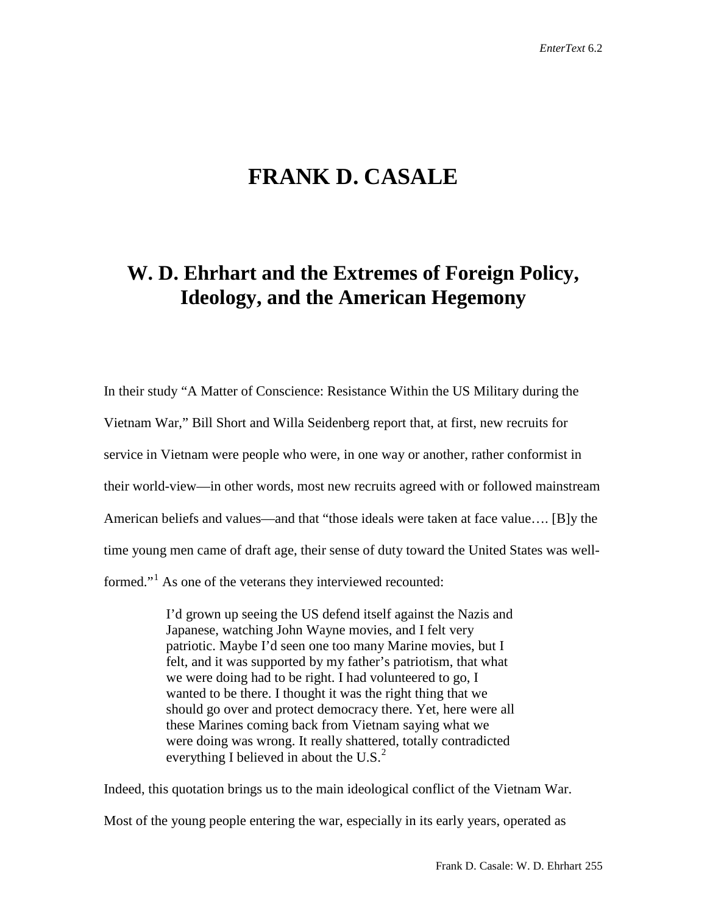# FRANK D. CASALE

## W. D. Ehrhart and the Extremes of Foreign Policy, Ideology, and the American Hegemony

In their study "A Matter of Conscience: Resistance Within the US Military during the Vietnam War," Bill Short and Willa Seidenberg report that, at first, new recruits for service in Vietnam were people who were, in one way or another, rather conformist in their world-view—in other words, most new recruits agreed with or followed mainstream American beliefs and values—and that "those ideals were taken at face value…. [B]y the time young men came of draft age, their sense of duty toward the United States was well-formed."[1] As one of the veterans they interviewed recounted:

> I'd grown up seeing the US defend itself against the Nazis and Japanese, watching John Wayne movies, and I felt very patriotic. Maybe I'd seen one too many Marine movies, but I felt, and it was supported by my father's patriotism, that what we were doing had to be right. I had volunteered to go, I wanted to be there. I thought it was the right thing that we should go over and protect democracy there. Yet, here were all these Marines coming back from Vietnam saying what we were doing was wrong. It really shattered, totally contradicted everything I believed in about the U.S.[2]

Indeed, this quotation brings us to the main ideological conflict of the Vietnam War. Most of the young people entering the war, especially in its early years, operated as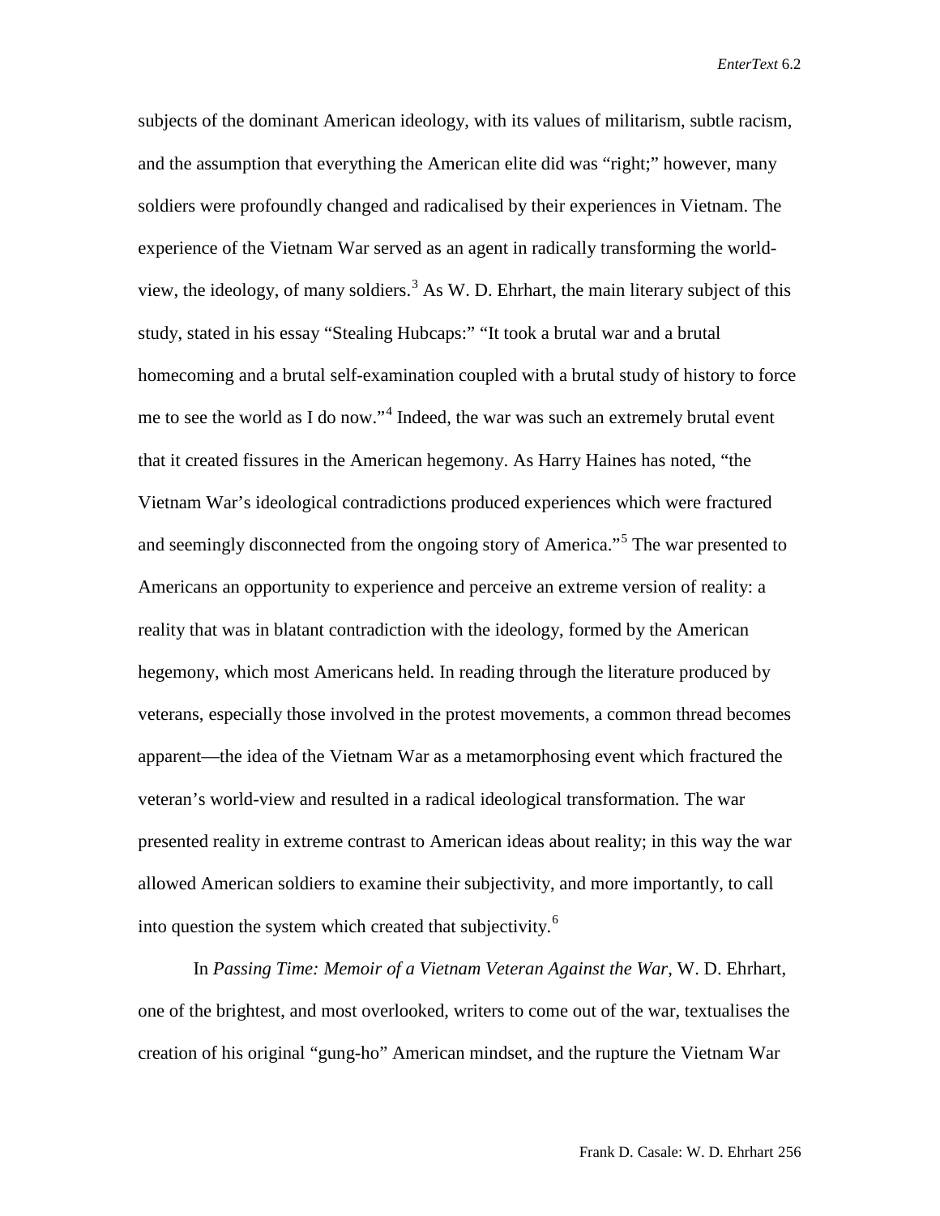subjects of the dominant American ideology, with its values of militarism, subtle racism, and the assumption that everything the American elite did was "right;" however, many soldiers were profoundly changed and radicalised by their experiences in Vietnam. The experience of the Vietnam War served as an agent in radically transforming the world-view, the ideology, of many soldiers.[3] As W. D. Ehrhart, the main literary subject of this study, stated in his essay "Stealing Hubcaps:" "It took a brutal war and a brutal homecoming and a brutal self-examination coupled with a brutal study of history to force me to see the world as I do now."[4] Indeed, the war was such an extremely brutal event that it created fissures in the American hegemony. As Harry Haines has noted, "the Vietnam War's ideological contradictions produced experiences which were fractured and seemingly disconnected from the ongoing story of America."[5] The war presented to Americans an opportunity to experience and perceive an extreme version of reality: a reality that was in blatant contradiction with the ideology, formed by the American hegemony, which most Americans held. In reading through the literature produced by veterans, especially those involved in the protest movements, a common thread becomes apparent—the idea of the Vietnam War as a metamorphosing event which fractured the veteran's world-view and resulted in a radical ideological transformation. The war presented reality in extreme contrast to American ideas about reality; in this way the war allowed American soldiers to examine their subjectivity, and more importantly, to call into question the system which created that subjectivity.[6]

In *Passing Time: Memoir of a Vietnam Veteran Against the War*, W. D. Ehrhart, one of the brightest, and most overlooked, writers to come out of the war, textualises the creation of his original "gung-ho" American mindset, and the rupture the Vietnam War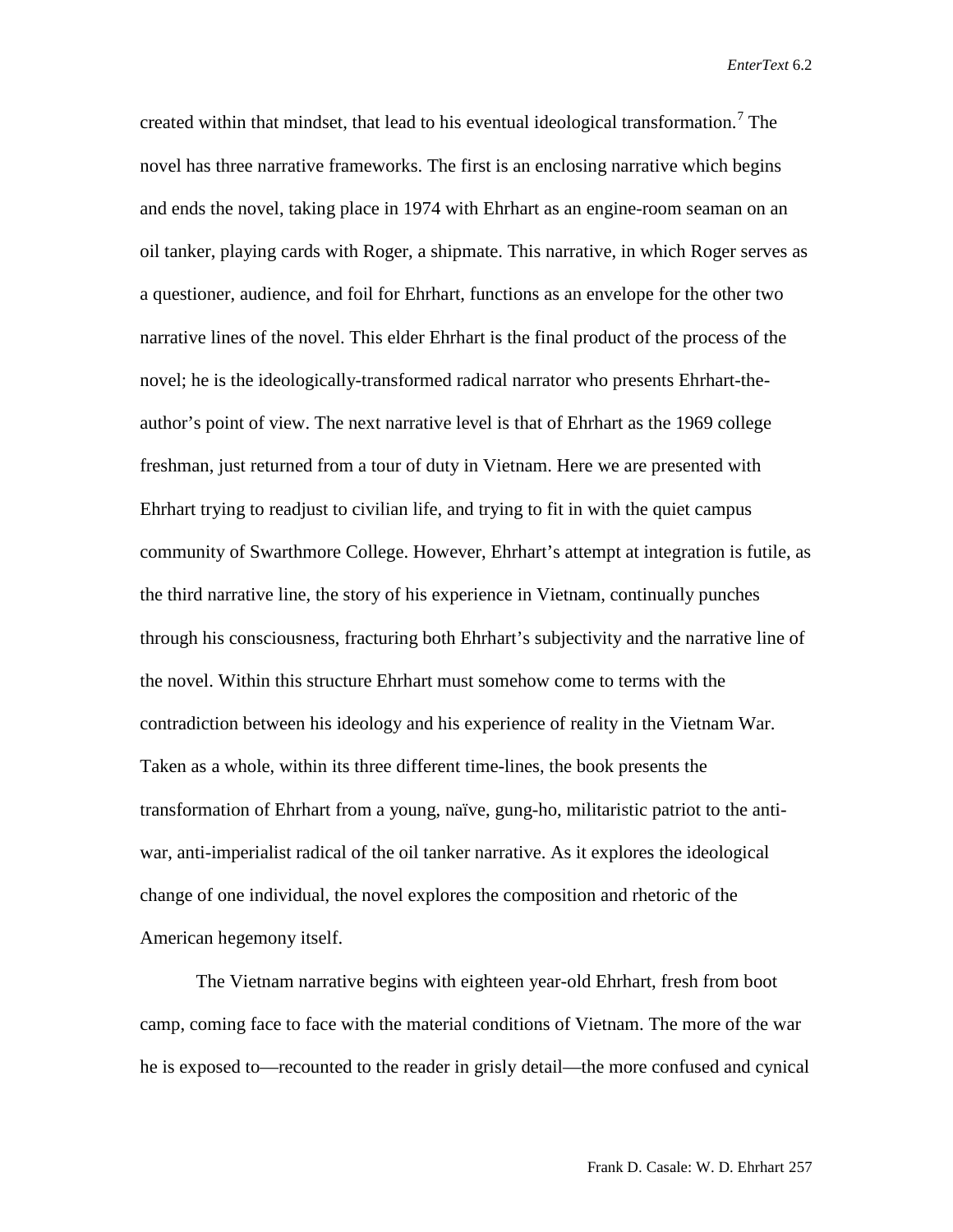created within that mindset, that lead to his eventual ideological transformation.[7] The novel has three narrative frameworks. The first is an enclosing narrative which begins and ends the novel, taking place in 1974 with Ehrhart as an engine-room seaman on an oil tanker, playing cards with Roger, a shipmate. This narrative, in which Roger serves as a questioner, audience, and foil for Ehrhart, functions as an envelope for the other two narrative lines of the novel. This elder Ehrhart is the final product of the process of the novel; he is the ideologically-transformed radical narrator who presents Ehrhart-the-author's point of view. The next narrative level is that of Ehrhart as the 1969 college freshman, just returned from a tour of duty in Vietnam. Here we are presented with Ehrhart trying to readjust to civilian life, and trying to fit in with the quiet campus community of Swarthmore College. However, Ehrhart's attempt at integration is futile, as the third narrative line, the story of his experience in Vietnam, continually punches through his consciousness, fracturing both Ehrhart's subjectivity and the narrative line of the novel. Within this structure Ehrhart must somehow come to terms with the contradiction between his ideology and his experience of reality in the Vietnam War. Taken as a whole, within its three different time-lines, the book presents the transformation of Ehrhart from a young, naïve, gung-ho, militaristic patriot to the anti-war, anti-imperialist radical of the oil tanker narrative. As it explores the ideological change of one individual, the novel explores the composition and rhetoric of the American hegemony itself.

The Vietnam narrative begins with eighteen year-old Ehrhart, fresh from boot camp, coming face to face with the material conditions of Vietnam. The more of the war he is exposed to—recounted to the reader in grisly detail—the more confused and cynical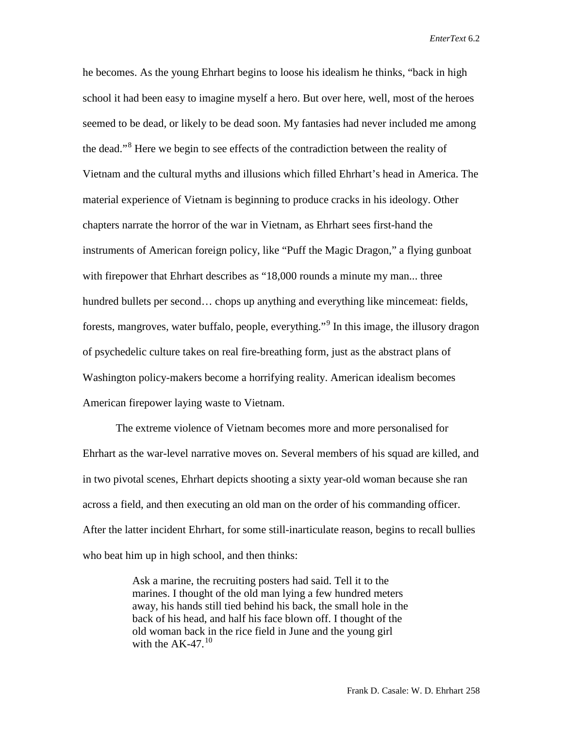he becomes. As the young Ehrhart begins to loose his idealism he thinks, "back in high school it had been easy to imagine myself a hero. But over here, well, most of the heroes seemed to be dead, or likely to be dead soon. My fantasies had never included me among the dead."[8] Here we begin to see effects of the contradiction between the reality of Vietnam and the cultural myths and illusions which filled Ehrhart's head in America. The material experience of Vietnam is beginning to produce cracks in his ideology. Other chapters narrate the horror of the war in Vietnam, as Ehrhart sees first-hand the instruments of American foreign policy, like "Puff the Magic Dragon," a flying gunboat with firepower that Ehrhart describes as "18,000 rounds a minute my man... three hundred bullets per second… chops up anything and everything like mincemeat: fields, forests, mangroves, water buffalo, people, everything."[9] In this image, the illusory dragon of psychedelic culture takes on real fire-breathing form, just as the abstract plans of Washington policy-makers become a horrifying reality. American idealism becomes American firepower laying waste to Vietnam.

The extreme violence of Vietnam becomes more and more personalised for Ehrhart as the war-level narrative moves on. Several members of his squad are killed, and in two pivotal scenes, Ehrhart depicts shooting a sixty year-old woman because she ran across a field, and then executing an old man on the order of his commanding officer. After the latter incident Ehrhart, for some still-inarticulate reason, begins to recall bullies who beat him up in high school, and then thinks:

> Ask a marine, the recruiting posters had said. Tell it to the marines. I thought of the old man lying a few hundred meters away, his hands still tied behind his back, the small hole in the back of his head, and half his face blown off. I thought of the old woman back in the rice field in June and the young girl with the AK-47.[10]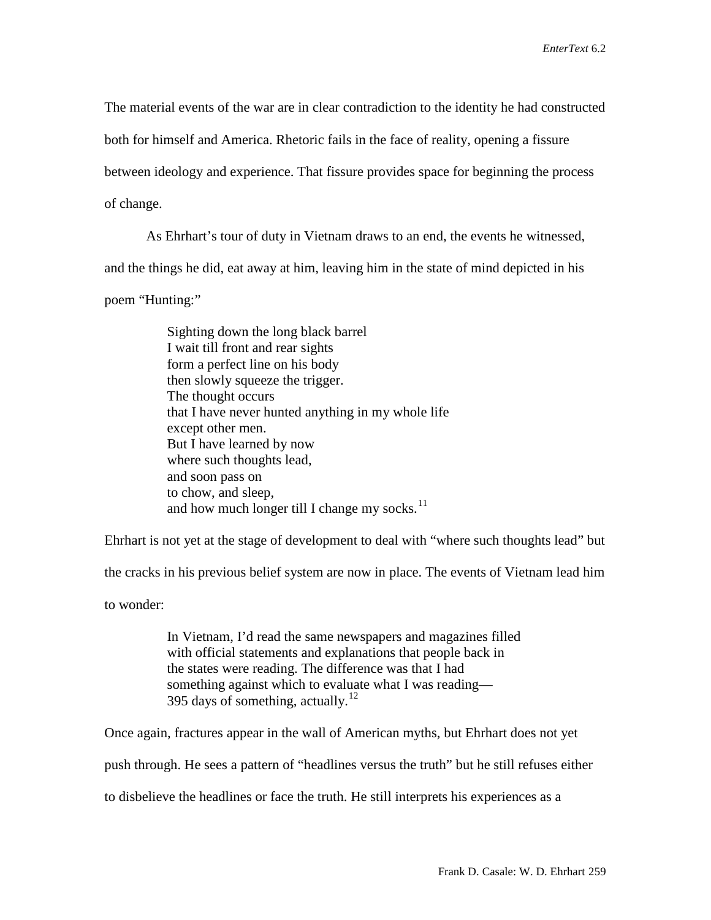The material events of the war are in clear contradiction to the identity he had constructed both for himself and America. Rhetoric fails in the face of reality, opening a fissure between ideology and experience. That fissure provides space for beginning the process of change.

As Ehrhart's tour of duty in Vietnam draws to an end, the events he witnessed, and the things he did, eat away at him, leaving him in the state of mind depicted in his poem "Hunting:"

> Sighting down the long black barrel
> I wait till front and rear sights
> form a perfect line on his body
> then slowly squeeze the trigger.
> The thought occurs
> that I have never hunted anything in my whole life
> except other men.
> But I have learned by now
> where such thoughts lead,
> and soon pass on
> to chow, and sleep,
> and how much longer till I change my socks.[11]

Ehrhart is not yet at the stage of development to deal with "where such thoughts lead" but the cracks in his previous belief system are now in place. The events of Vietnam lead him to wonder:

> In Vietnam, I'd read the same newspapers and magazines filled with official statements and explanations that people back in the states were reading. The difference was that I had something against which to evaluate what I was reading—395 days of something, actually.[12]

Once again, fractures appear in the wall of American myths, but Ehrhart does not yet push through. He sees a pattern of "headlines versus the truth" but he still refuses either to disbelieve the headlines or face the truth. He still interprets his experiences as a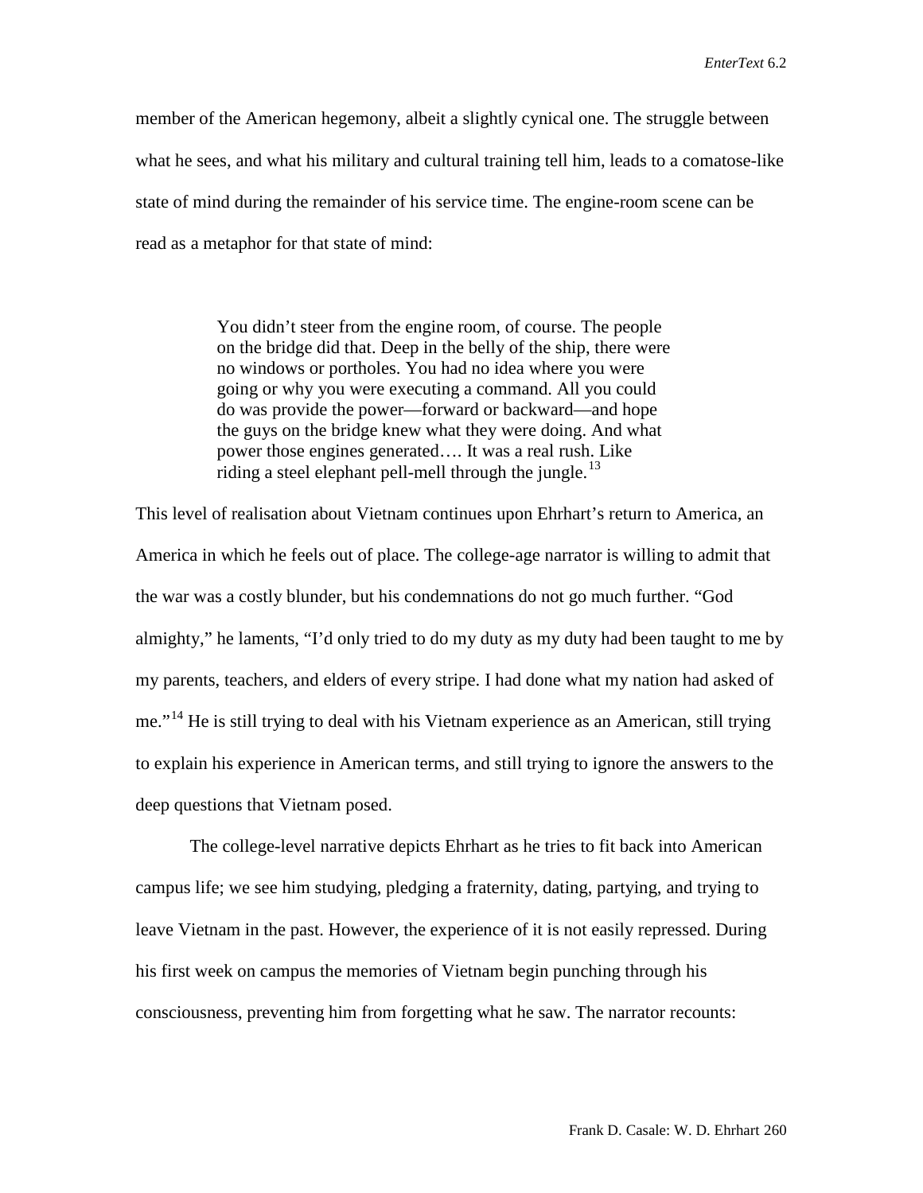member of the American hegemony, albeit a slightly cynical one. The struggle between what he sees, and what his military and cultural training tell him, leads to a comatose-like state of mind during the remainder of his service time. The engine-room scene can be read as a metaphor for that state of mind:

> You didn't steer from the engine room, of course. The people on the bridge did that. Deep in the belly of the ship, there were no windows or portholes. You had no idea where you were going or why you were executing a command. All you could do was provide the power—forward or backward—and hope the guys on the bridge knew what they were doing. And what power those engines generated…. It was a real rush. Like riding a steel elephant pell-mell through the jungle.[13]

This level of realisation about Vietnam continues upon Ehrhart's return to America, an America in which he feels out of place. The college-age narrator is willing to admit that the war was a costly blunder, but his condemnations do not go much further. "God almighty," he laments, "I'd only tried to do my duty as my duty had been taught to me by my parents, teachers, and elders of every stripe. I had done what my nation had asked of me."[14] He is still trying to deal with his Vietnam experience as an American, still trying to explain his experience in American terms, and still trying to ignore the answers to the deep questions that Vietnam posed.

The college-level narrative depicts Ehrhart as he tries to fit back into American campus life; we see him studying, pledging a fraternity, dating, partying, and trying to leave Vietnam in the past. However, the experience of it is not easily repressed. During his first week on campus the memories of Vietnam begin punching through his consciousness, preventing him from forgetting what he saw. The narrator recounts: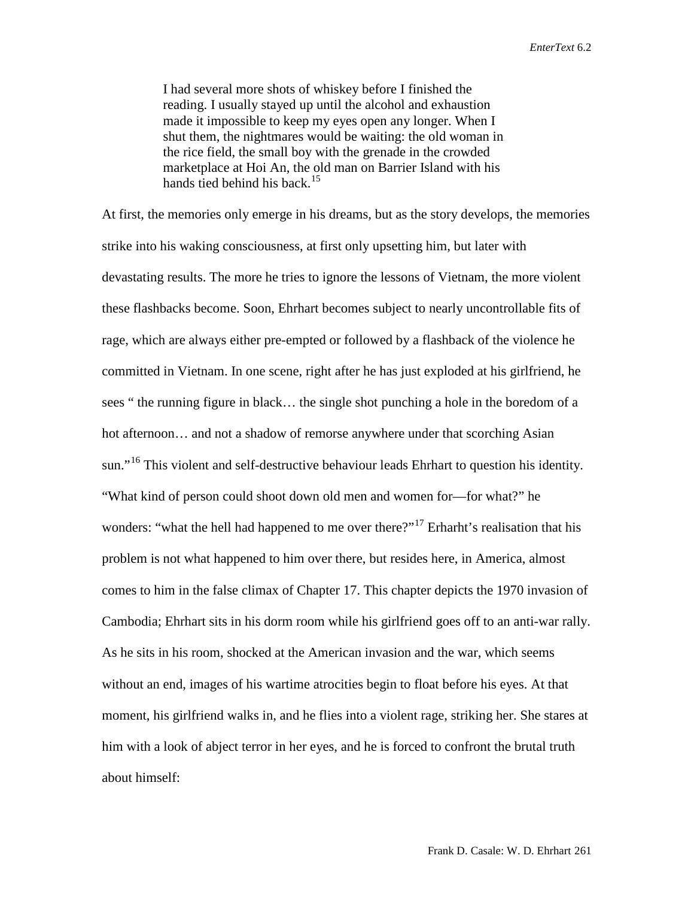> I had several more shots of whiskey before I finished the reading. I usually stayed up until the alcohol and exhaustion made it impossible to keep my eyes open any longer. When I shut them, the nightmares would be waiting: the old woman in the rice field, the small boy with the grenade in the crowded marketplace at Hoi An, the old man on Barrier Island with his hands tied behind his back.[15]

At first, the memories only emerge in his dreams, but as the story develops, the memories strike into his waking consciousness, at first only upsetting him, but later with devastating results. The more he tries to ignore the lessons of Vietnam, the more violent these flashbacks become. Soon, Ehrhart becomes subject to nearly uncontrollable fits of rage, which are always either pre-empted or followed by a flashback of the violence he committed in Vietnam. In one scene, right after he has just exploded at his girlfriend, he sees " the running figure in black… the single shot punching a hole in the boredom of a hot afternoon… and not a shadow of remorse anywhere under that scorching Asian sun."[16] This violent and self-destructive behaviour leads Ehrhart to question his identity. "What kind of person could shoot down old men and women for—for what?" he wonders: "what the hell had happened to me over there?"[17] Erharht's realisation that his problem is not what happened to him over there, but resides here, in America, almost comes to him in the false climax of Chapter 17. This chapter depicts the 1970 invasion of Cambodia; Ehrhart sits in his dorm room while his girlfriend goes off to an anti-war rally. As he sits in his room, shocked at the American invasion and the war, which seems without an end, images of his wartime atrocities begin to float before his eyes. At that moment, his girlfriend walks in, and he flies into a violent rage, striking her. She stares at him with a look of abject terror in her eyes, and he is forced to confront the brutal truth about himself: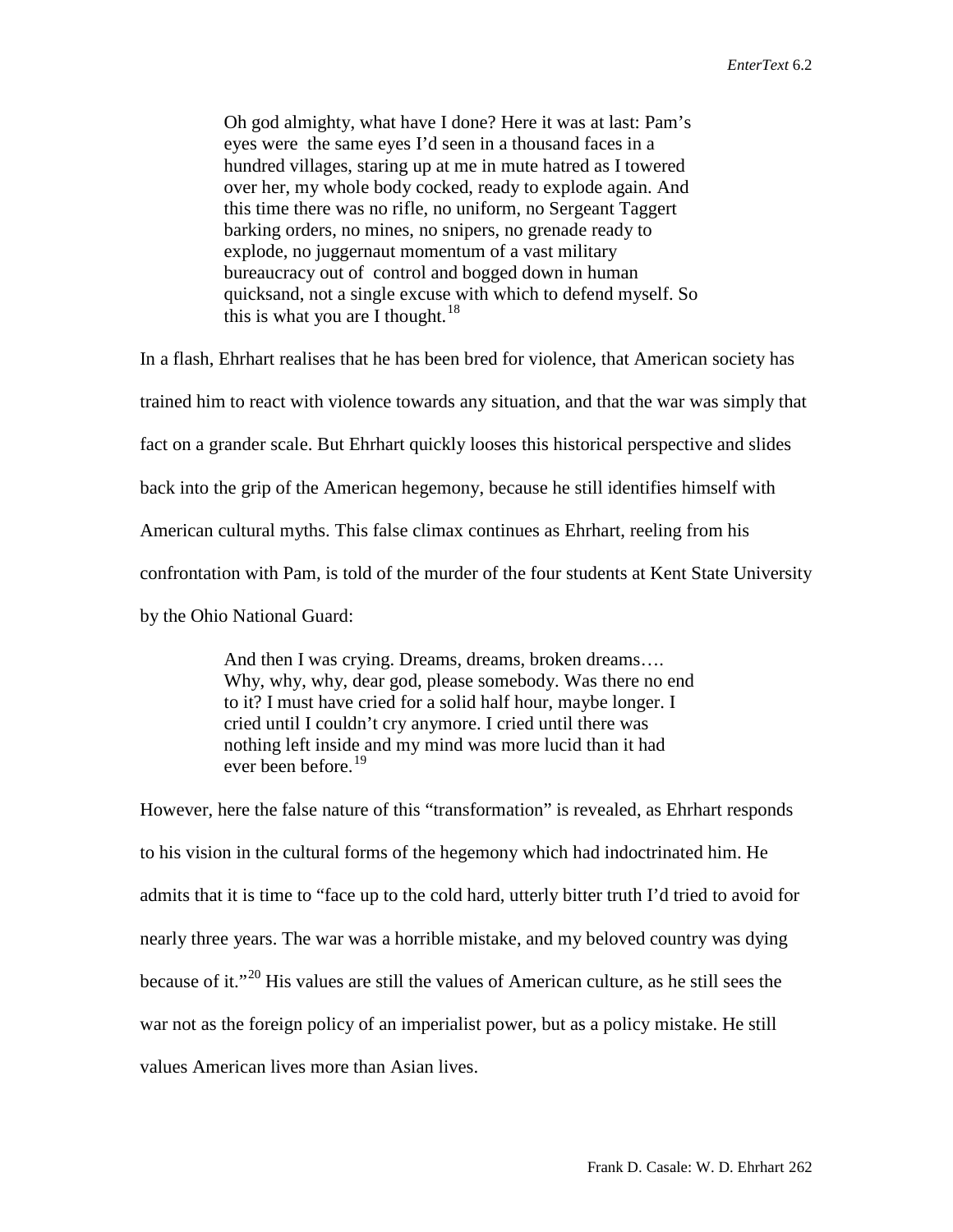> Oh god almighty, what have I done? Here it was at last: Pam's eyes were the same eyes I'd seen in a thousand faces in a hundred villages, staring up at me in mute hatred as I towered over her, my whole body cocked, ready to explode again. And this time there was no rifle, no uniform, no Sergeant Taggert barking orders, no mines, no snipers, no grenade ready to explode, no juggernaut momentum of a vast military bureaucracy out of control and bogged down in human quicksand, not a single excuse with which to defend myself. So this is what you are I thought.[18]

In a flash, Ehrhart realises that he has been bred for violence, that American society has trained him to react with violence towards any situation, and that the war was simply that fact on a grander scale. But Ehrhart quickly looses this historical perspective and slides back into the grip of the American hegemony, because he still identifies himself with American cultural myths. This false climax continues as Ehrhart, reeling from his confrontation with Pam, is told of the murder of the four students at Kent State University by the Ohio National Guard:

> And then I was crying. Dreams, dreams, broken dreams…. Why, why, why, dear god, please somebody. Was there no end to it? I must have cried for a solid half hour, maybe longer. I cried until I couldn't cry anymore. I cried until there was nothing left inside and my mind was more lucid than it had ever been before.[19]

However, here the false nature of this "transformation" is revealed, as Ehrhart responds to his vision in the cultural forms of the hegemony which had indoctrinated him. He admits that it is time to "face up to the cold hard, utterly bitter truth I'd tried to avoid for nearly three years. The war was a horrible mistake, and my beloved country was dying because of it."[20] His values are still the values of American culture, as he still sees the war not as the foreign policy of an imperialist power, but as a policy mistake. He still values American lives more than Asian lives.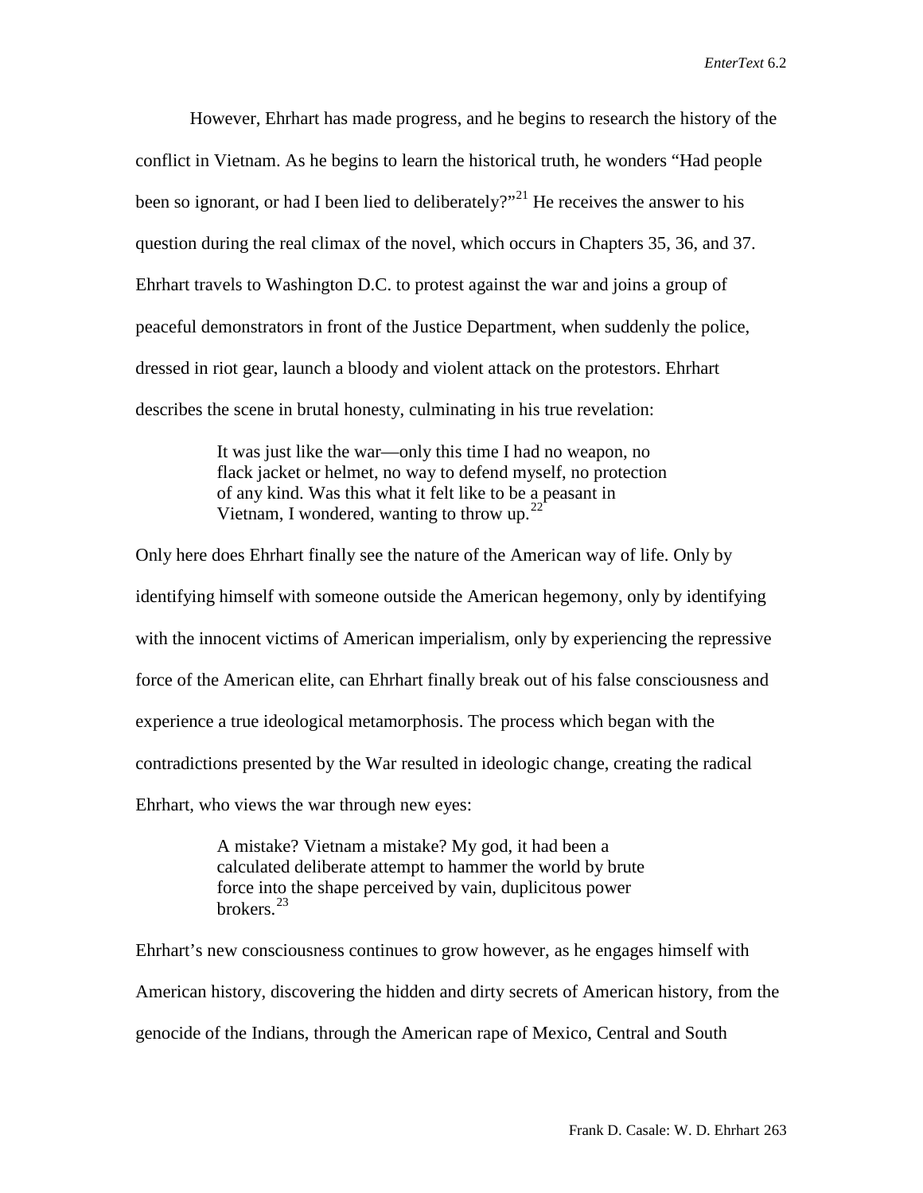However, Ehrhart has made progress, and he begins to research the history of the conflict in Vietnam. As he begins to learn the historical truth, he wonders "Had people been so ignorant, or had I been lied to deliberately?"[21] He receives the answer to his question during the real climax of the novel, which occurs in Chapters 35, 36, and 37. Ehrhart travels to Washington D.C. to protest against the war and joins a group of peaceful demonstrators in front of the Justice Department, when suddenly the police, dressed in riot gear, launch a bloody and violent attack on the protestors. Ehrhart describes the scene in brutal honesty, culminating in his true revelation:

> It was just like the war—only this time I had no weapon, no flack jacket or helmet, no way to defend myself, no protection of any kind. Was this what it felt like to be a peasant in Vietnam, I wondered, wanting to throw up.[22]

Only here does Ehrhart finally see the nature of the American way of life. Only by identifying himself with someone outside the American hegemony, only by identifying with the innocent victims of American imperialism, only by experiencing the repressive force of the American elite, can Ehrhart finally break out of his false consciousness and experience a true ideological metamorphosis. The process which began with the contradictions presented by the War resulted in ideologic change, creating the radical Ehrhart, who views the war through new eyes:

> A mistake? Vietnam a mistake? My god, it had been a calculated deliberate attempt to hammer the world by brute force into the shape perceived by vain, duplicitous power brokers.[23]

Ehrhart's new consciousness continues to grow however, as he engages himself with American history, discovering the hidden and dirty secrets of American history, from the genocide of the Indians, through the American rape of Mexico, Central and South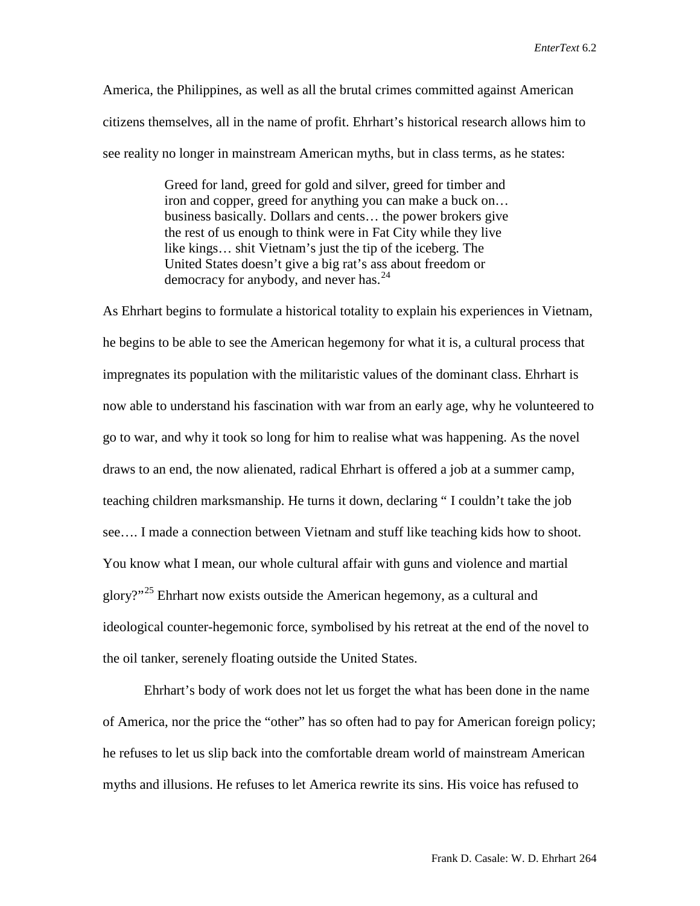America, the Philippines, as well as all the brutal crimes committed against American citizens themselves, all in the name of profit. Ehrhart's historical research allows him to see reality no longer in mainstream American myths, but in class terms, as he states:

> Greed for land, greed for gold and silver, greed for timber and iron and copper, greed for anything you can make a buck on… business basically. Dollars and cents… the power brokers give the rest of us enough to think were in Fat City while they live like kings… shit Vietnam's just the tip of the iceberg. The United States doesn't give a big rat's ass about freedom or democracy for anybody, and never has.[24]

As Ehrhart begins to formulate a historical totality to explain his experiences in Vietnam, he begins to be able to see the American hegemony for what it is, a cultural process that impregnates its population with the militaristic values of the dominant class. Ehrhart is now able to understand his fascination with war from an early age, why he volunteered to go to war, and why it took so long for him to realise what was happening. As the novel draws to an end, the now alienated, radical Ehrhart is offered a job at a summer camp, teaching children marksmanship. He turns it down, declaring " I couldn't take the job see…. I made a connection between Vietnam and stuff like teaching kids how to shoot. You know what I mean, our whole cultural affair with guns and violence and martial glory?"[25] Ehrhart now exists outside the American hegemony, as a cultural and ideological counter-hegemonic force, symbolised by his retreat at the end of the novel to the oil tanker, serenely floating outside the United States.

Ehrhart's body of work does not let us forget the what has been done in the name of America, nor the price the "other" has so often had to pay for American foreign policy; he refuses to let us slip back into the comfortable dream world of mainstream American myths and illusions. He refuses to let America rewrite its sins. His voice has refused to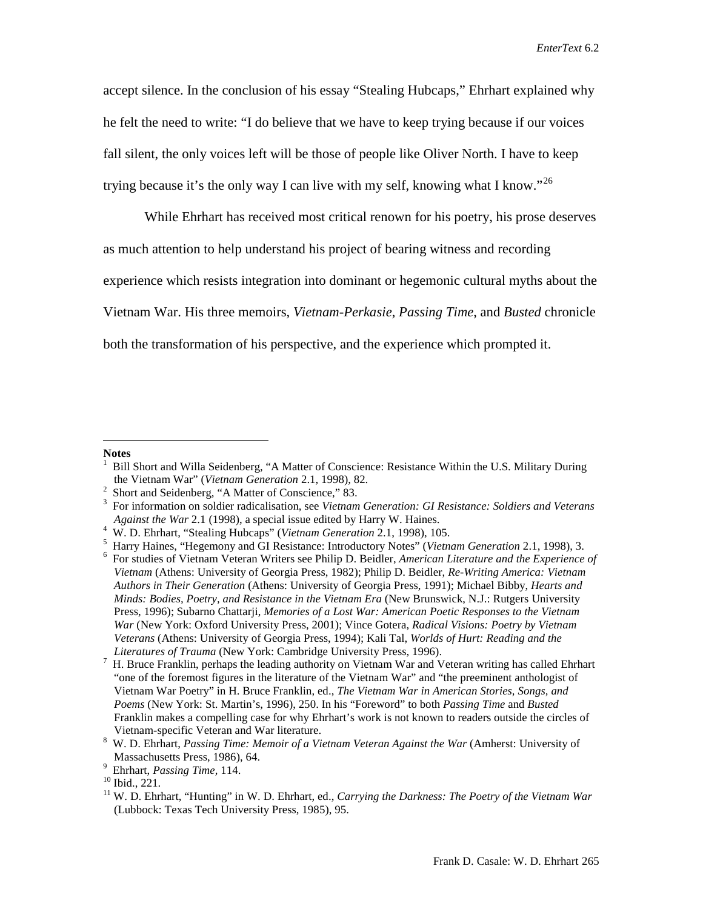accept silence. In the conclusion of his essay "Stealing Hubcaps," Ehrhart explained why he felt the need to write: "I do believe that we have to keep trying because if our voices fall silent, the only voices left will be those of people like Oliver North. I have to keep trying because it's the only way I can live with my self, knowing what I know."[26]

While Ehrhart has received most critical renown for his poetry, his prose deserves as much attention to help understand his project of bearing witness and recording experience which resists integration into dominant or hegemonic cultural myths about the Vietnam War. His three memoirs, *Vietnam-Perkasie*, *Passing Time*, and *Busted* chronicle both the transformation of his perspective, and the experience which prompted it.

---

**Notes**

[1] Bill Short and Willa Seidenberg, "A Matter of Conscience: Resistance Within the U.S. Military During the Vietnam War" (*Vietnam Generation* 2.1, 1998), 82.

[2] Short and Seidenberg, "A Matter of Conscience," 83.

[3] For information on soldier radicalisation, see *Vietnam Generation: GI Resistance: Soldiers and Veterans Against the War* 2.1 (1998), a special issue edited by Harry W. Haines.

[4] W. D. Ehrhart, "Stealing Hubcaps" (*Vietnam Generation* 2.1, 1998), 105.

[5] Harry Haines, "Hegemony and GI Resistance: Introductory Notes" (*Vietnam Generation* 2.1, 1998), 3.

[6] For studies of Vietnam Veteran Writers see Philip D. Beidler, *American Literature and the Experience of Vietnam* (Athens: University of Georgia Press, 1982); Philip D. Beidler, *Re-Writing America: Vietnam Authors in Their Generation* (Athens: University of Georgia Press, 1991); Michael Bibby, *Hearts and Minds: Bodies, Poetry, and Resistance in the Vietnam Era* (New Brunswick, N.J.: Rutgers University Press, 1996); Subarno Chattarji, *Memories of a Lost War: American Poetic Responses to the Vietnam War* (New York: Oxford University Press, 2001); Vince Gotera, *Radical Visions: Poetry by Vietnam Veterans* (Athens: University of Georgia Press, 1994); Kali Tal, *Worlds of Hurt: Reading and the Literatures of Trauma* (New York: Cambridge University Press, 1996).

[7] H. Bruce Franklin, perhaps the leading authority on Vietnam War and Veteran writing has called Ehrhart "one of the foremost figures in the literature of the Vietnam War" and "the preeminent anthologist of Vietnam War Poetry" in H. Bruce Franklin, ed., *The Vietnam War in American Stories, Songs, and Poems* (New York: St. Martin's, 1996), 250. In his "Foreword" to both *Passing Time* and *Busted* Franklin makes a compelling case for why Ehrhart's work is not known to readers outside the circles of Vietnam-specific Veteran and War literature.

[8] W. D. Ehrhart, *Passing Time: Memoir of a Vietnam Veteran Against the War* (Amherst: University of Massachusetts Press, 1986), 64.

[9] Ehrhart, *Passing Time,* 114.

[10] Ibid., 221.

[11] W. D. Ehrhart, "Hunting" in W. D. Ehrhart, ed., *Carrying the Darkness: The Poetry of the Vietnam War* (Lubbock: Texas Tech University Press, 1985), 95.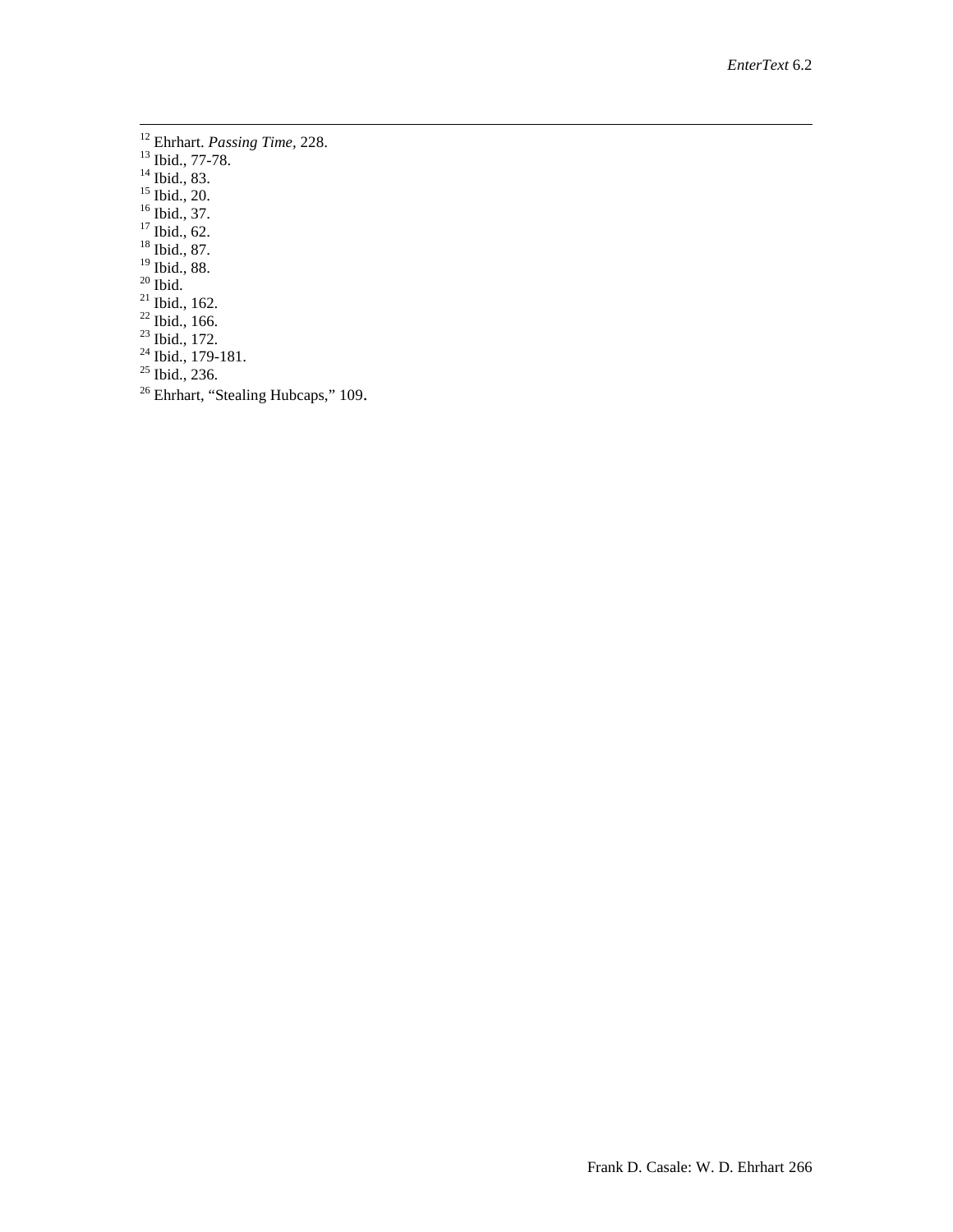[12] Ehrhart. *Passing Time*, 228.
[13] Ibid., 77-78.
[14] Ibid., 83.
[15] Ibid., 20.
[16] Ibid., 37.
[17] Ibid., 62.
[18] Ibid., 87.
[19] Ibid., 88.
[20] Ibid.
[21] Ibid., 162.
[22] Ibid., 166.
[23] Ibid., 172.
[24] Ibid., 179-181.
[25] Ibid., 236.
[26] Ehrhart, "Stealing Hubcaps," 109.